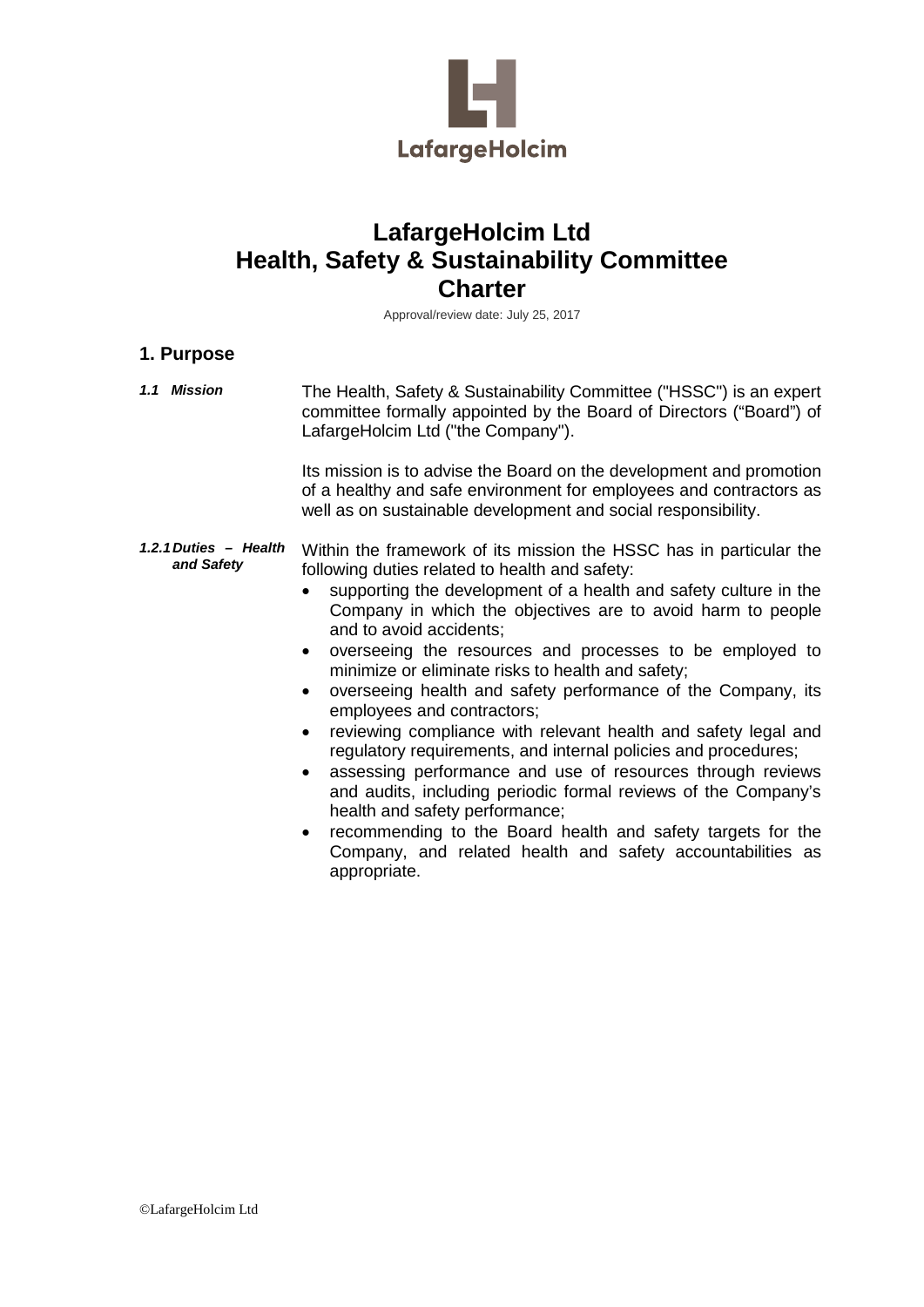# LafargeHolcim Ltd
# Health, Safety & Sustainability Committee
# Charter

Approval/review date: July 25, 2017

## 1. Purpose

***1.1 Mission***

The Health, Safety & Sustainability Committee ("HSSC") is an expert committee formally appointed by the Board of Directors ("Board") of LafargeHolcim Ltd ("the Company").

Its mission is to advise the Board on the development and promotion of a healthy and safe environment for employees and contractors as well as on sustainable development and social responsibility.

***1.2.1 Duties – Health and Safety***

Within the framework of its mission the HSSC has in particular the following duties related to health and safety:

- supporting the development of a health and safety culture in the Company in which the objectives are to avoid harm to people and to avoid accidents;
- overseeing the resources and processes to be employed to minimize or eliminate risks to health and safety;
- overseeing health and safety performance of the Company, its employees and contractors;
- reviewing compliance with relevant health and safety legal and regulatory requirements, and internal policies and procedures;
- assessing performance and use of resources through reviews and audits, including periodic formal reviews of the Company's health and safety performance;
- recommending to the Board health and safety targets for the Company, and related health and safety accountabilities as appropriate.

©LafargeHolcim Ltd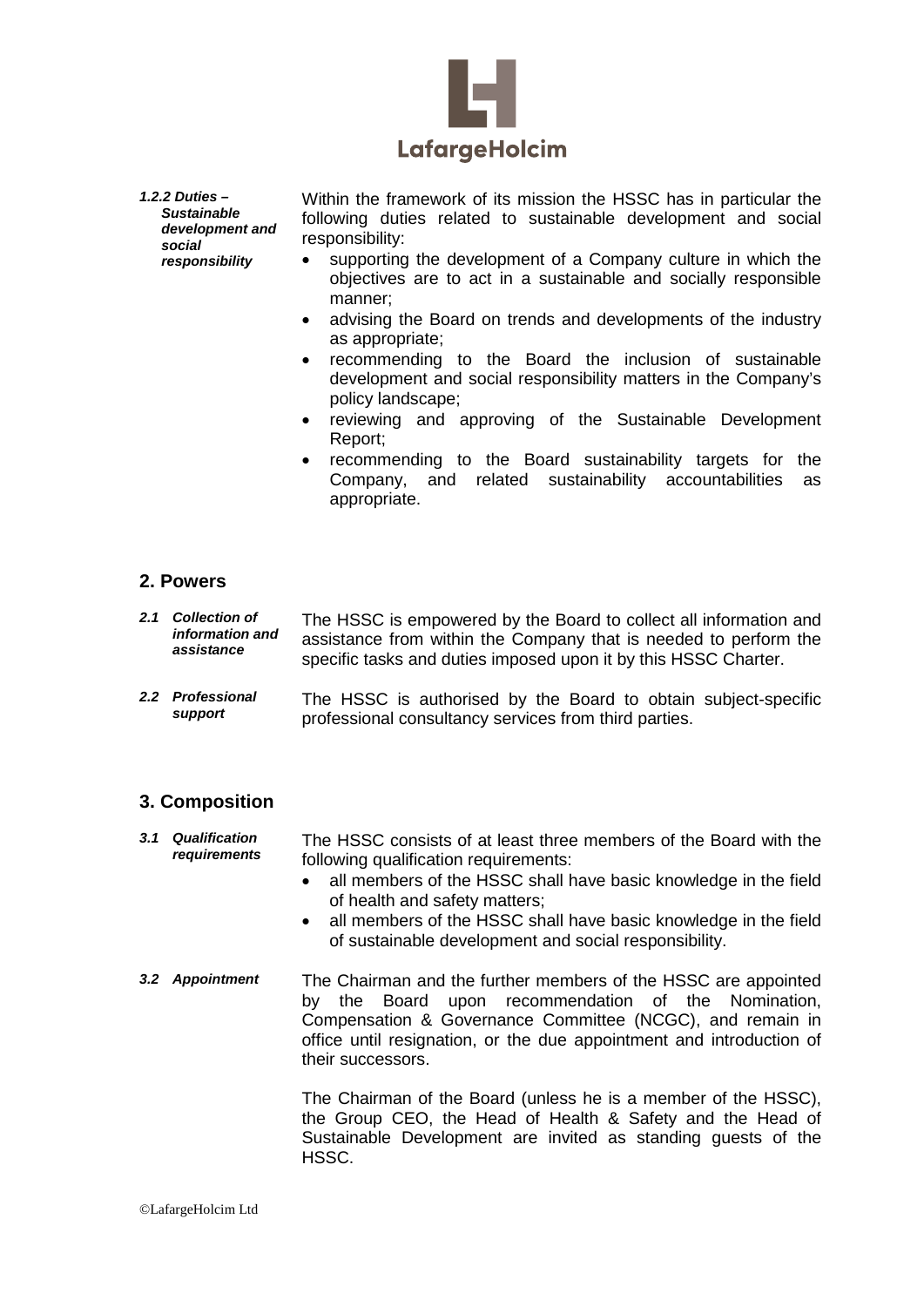#### *1.2.2 Duties – Sustainable development and social responsibility*

Within the framework of its mission the HSSC has in particular the following duties related to sustainable development and social responsibility:

- supporting the development of a Company culture in which the objectives are to act in a sustainable and socially responsible manner;
- advising the Board on trends and developments of the industry as appropriate;
- recommending to the Board the inclusion of sustainable development and social responsibility matters in the Company's policy landscape;
- reviewing and approving of the Sustainable Development Report;
- recommending to the Board sustainability targets for the Company, and related sustainability accountabilities as appropriate.

## 2. Powers

#### *2.1 Collection of information and assistance*

The HSSC is empowered by the Board to collect all information and assistance from within the Company that is needed to perform the specific tasks and duties imposed upon it by this HSSC Charter.

#### *2.2 Professional support*

The HSSC is authorised by the Board to obtain subject-specific professional consultancy services from third parties.

## 3. Composition

#### *3.1 Qualification requirements*

The HSSC consists of at least three members of the Board with the following qualification requirements:

- all members of the HSSC shall have basic knowledge in the field of health and safety matters;
- all members of the HSSC shall have basic knowledge in the field of sustainable development and social responsibility.

#### *3.2 Appointment*

The Chairman and the further members of the HSSC are appointed by the Board upon recommendation of the Nomination, Compensation & Governance Committee (NCGC), and remain in office until resignation, or the due appointment and introduction of their successors.

The Chairman of the Board (unless he is a member of the HSSC), the Group CEO, the Head of Health & Safety and the Head of Sustainable Development are invited as standing guests of the HSSC.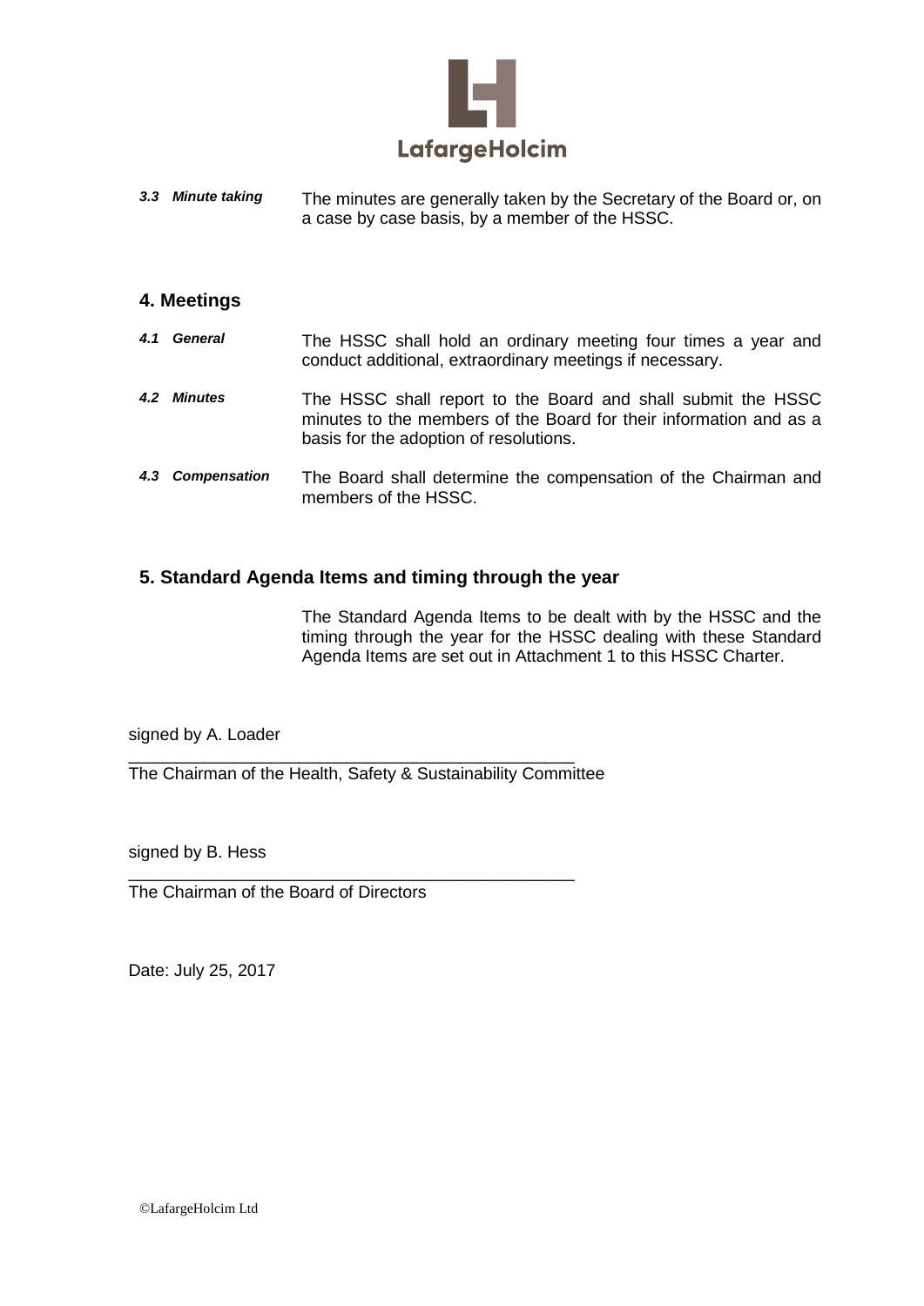**LafargeHolcim**

***3.3 Minute taking*** The minutes are generally taken by the Secretary of the Board or, on a case by case basis, by a member of the HSSC.

## 4. Meetings

***4.1 General*** The HSSC shall hold an ordinary meeting four times a year and conduct additional, extraordinary meetings if necessary.

***4.2 Minutes*** The HSSC shall report to the Board and shall submit the HSSC minutes to the members of the Board for their information and as a basis for the adoption of resolutions.

***4.3 Compensation*** The Board shall determine the compensation of the Chairman and members of the HSSC.

## 5. Standard Agenda Items and timing through the year

The Standard Agenda Items to be dealt with by the HSSC and the timing through the year for the HSSC dealing with these Standard Agenda Items are set out in Attachment 1 to this HSSC Charter.

signed by A. Loader

\_\_\_\_\_\_\_\_\_\_\_\_\_\_\_\_\_\_\_\_\_\_\_\_\_\_\_\_\_\_\_\_\_\_\_\_\_\_\_\_\_\_\_\_\_\_\_\_

The Chairman of the Health, Safety & Sustainability Committee

signed by B. Hess

\_\_\_\_\_\_\_\_\_\_\_\_\_\_\_\_\_\_\_\_\_\_\_\_\_\_\_\_\_\_\_\_\_\_\_\_\_\_\_\_\_\_\_\_\_\_\_\_

The Chairman of the Board of Directors

Date: July 25, 2017

©LafargeHolcim Ltd